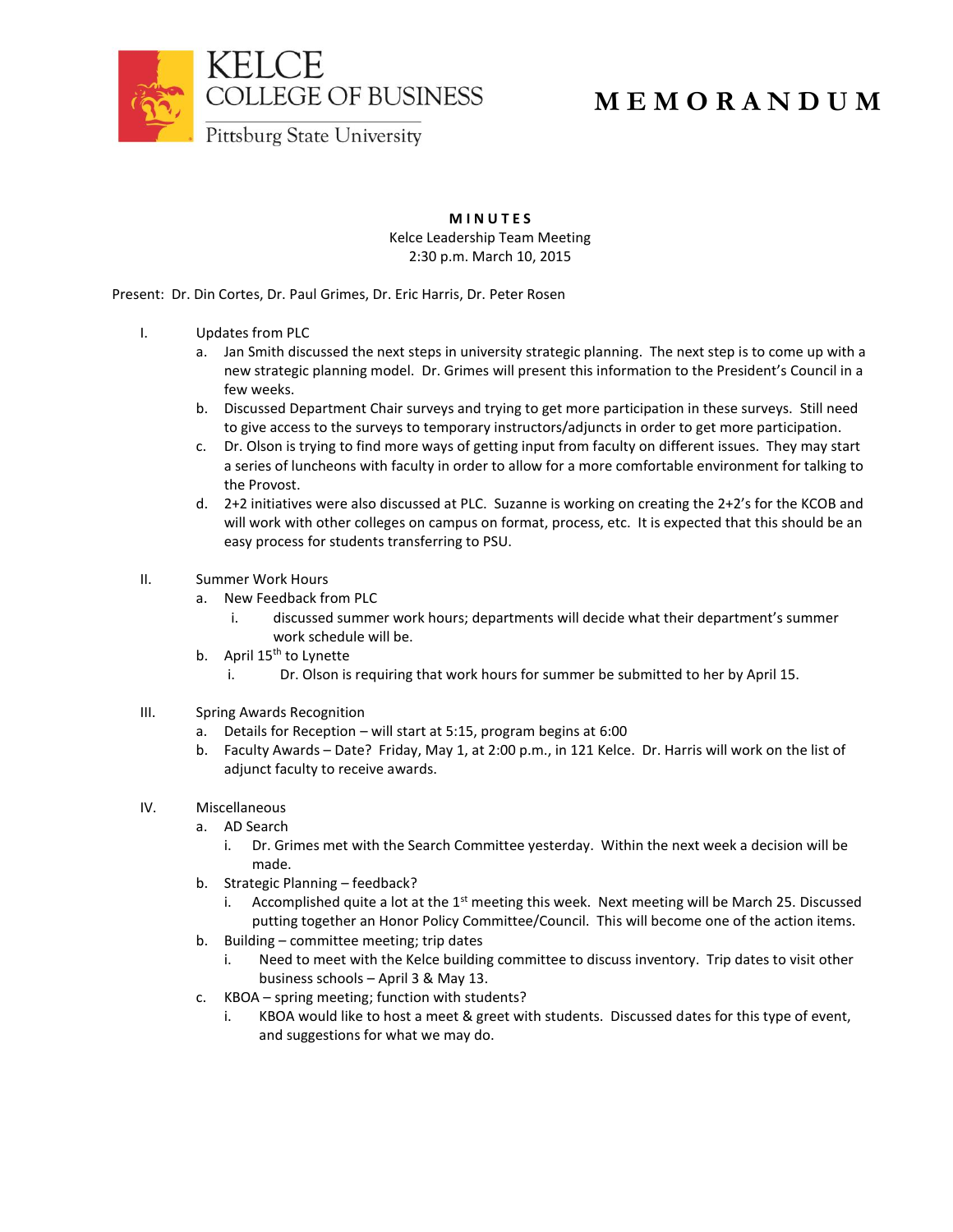KELCE
COLLEGE OF BUSINESS
Pittsburg State University

# MEMORANDUM

**MINUTES**
Kelce Leadership Team Meeting
2:30 p.m. March 10, 2015

Present: Dr. Din Cortes, Dr. Paul Grimes, Dr. Eric Harris, Dr. Peter Rosen

I. Updates from PLC
   a. Jan Smith discussed the next steps in university strategic planning. The next step is to come up with a new strategic planning model. Dr. Grimes will present this information to the President's Council in a few weeks.
   b. Discussed Department Chair surveys and trying to get more participation in these surveys. Still need to give access to the surveys to temporary instructors/adjuncts in order to get more participation.
   c. Dr. Olson is trying to find more ways of getting input from faculty on different issues. They may start a series of luncheons with faculty in order to allow for a more comfortable environment for talking to the Provost.
   d. 2+2 initiatives were also discussed at PLC. Suzanne is working on creating the 2+2's for the KCOB and will work with other colleges on campus on format, process, etc. It is expected that this should be an easy process for students transferring to PSU.

II. Summer Work Hours
   a. New Feedback from PLC
      i. discussed summer work hours; departments will decide what their department's summer work schedule will be.
   b. April 15th to Lynette
      i. Dr. Olson is requiring that work hours for summer be submitted to her by April 15.

III. Spring Awards Recognition
   a. Details for Reception – will start at 5:15, program begins at 6:00
   b. Faculty Awards – Date? Friday, May 1, at 2:00 p.m., in 121 Kelce. Dr. Harris will work on the list of adjunct faculty to receive awards.

IV. Miscellaneous
   a. AD Search
      i. Dr. Grimes met with the Search Committee yesterday. Within the next week a decision will be made.
   b. Strategic Planning – feedback?
      i. Accomplished quite a lot at the 1st meeting this week. Next meeting will be March 25. Discussed putting together an Honor Policy Committee/Council. This will become one of the action items.
   b. Building – committee meeting; trip dates
      i. Need to meet with the Kelce building committee to discuss inventory. Trip dates to visit other business schools – April 3 & May 13.
   c. KBOA – spring meeting; function with students?
      i. KBOA would like to host a meet & greet with students. Discussed dates for this type of event, and suggestions for what we may do.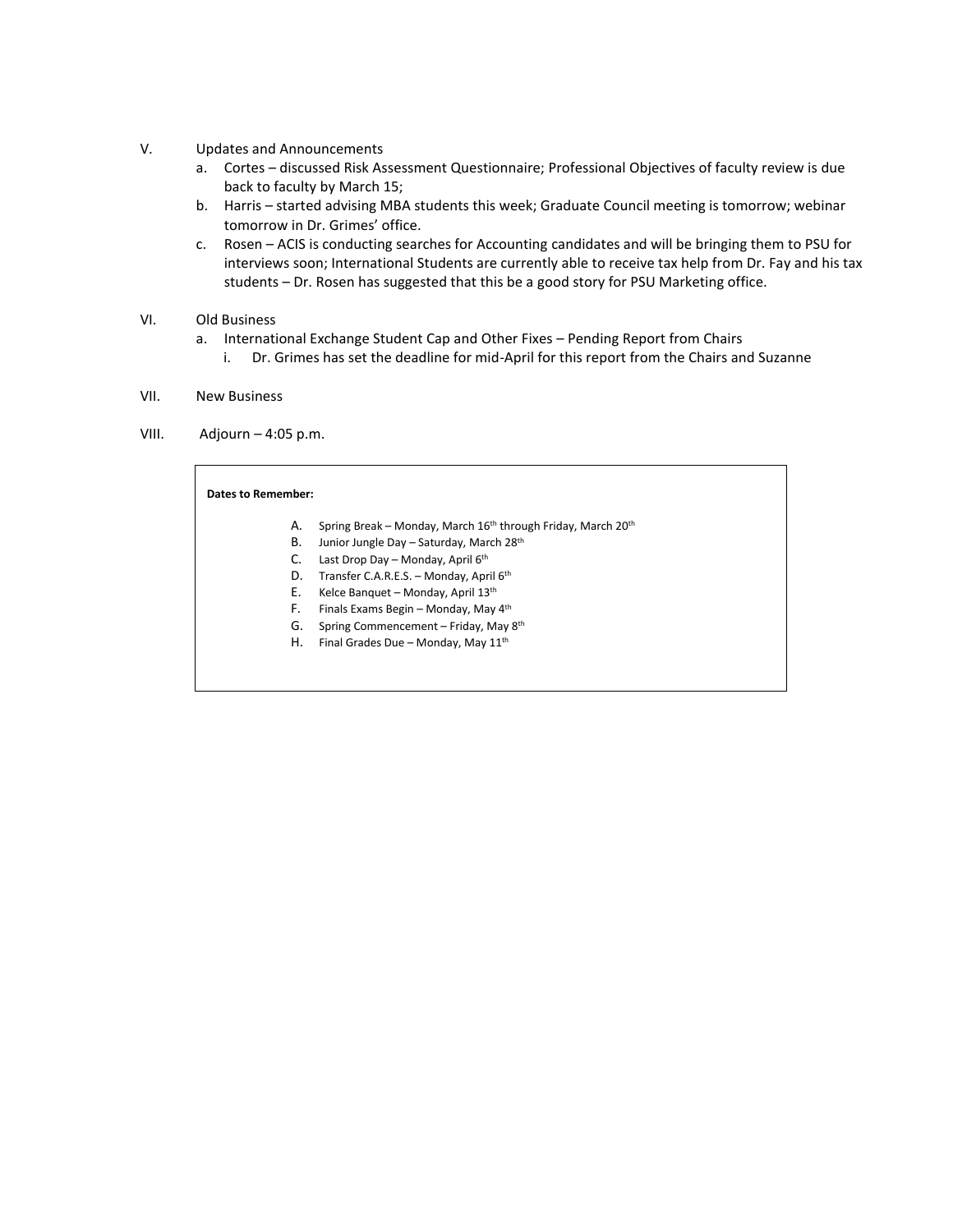V. Updates and Announcements

a. Cortes – discussed Risk Assessment Questionnaire; Professional Objectives of faculty review is due back to faculty by March 15;

b. Harris – started advising MBA students this week; Graduate Council meeting is tomorrow; webinar tomorrow in Dr. Grimes' office.

c. Rosen – ACIS is conducting searches for Accounting candidates and will be bringing them to PSU for interviews soon; International Students are currently able to receive tax help from Dr. Fay and his tax students – Dr. Rosen has suggested that this be a good story for PSU Marketing office.

VI. Old Business

a. International Exchange Student Cap and Other Fixes – Pending Report from Chairs

i. Dr. Grimes has set the deadline for mid-April for this report from the Chairs and Suzanne

VII. New Business

VIII. Adjourn – 4:05 p.m.

**Dates to Remember:**

A. Spring Break – Monday, March 16th through Friday, March 20th
B. Junior Jungle Day – Saturday, March 28th
C. Last Drop Day – Monday, April 6th
D. Transfer C.A.R.E.S. – Monday, April 6th
E. Kelce Banquet – Monday, April 13th
F. Finals Exams Begin – Monday, May 4th
G. Spring Commencement – Friday, May 8th
H. Final Grades Due – Monday, May 11th